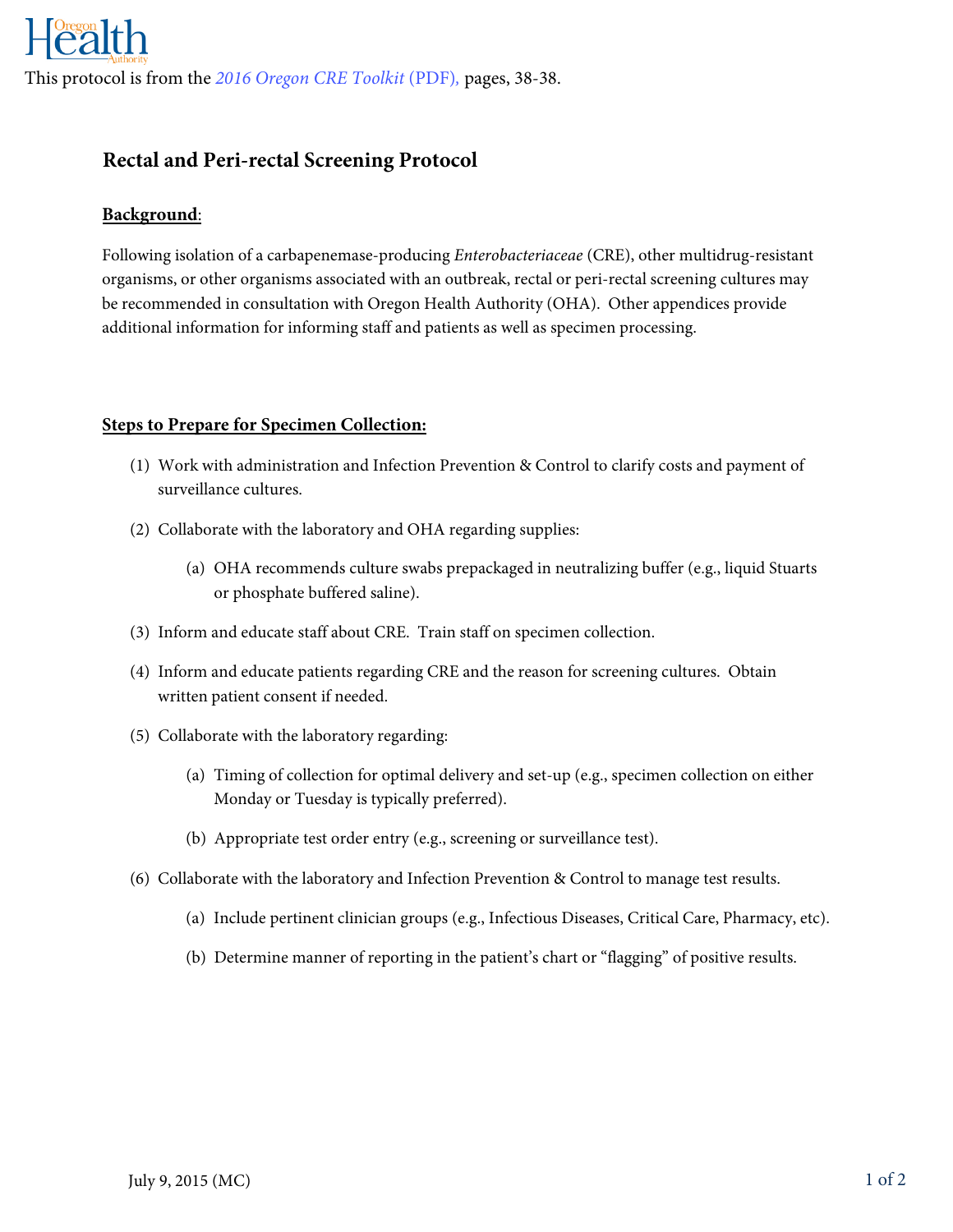This protocol is from the *2016 Oregon CRE Toolkit* (PDF), pages, 38-38.

## Rectal and Peri-rectal Screening Protocol

**Background**:

Following isolation of a carbapenemase-producing *Enterobacteriaceae* (CRE), other multidrug-resistant organisms, or other organisms associated with an outbreak, rectal or peri-rectal screening cultures may be recommended in consultation with Oregon Health Authority (OHA). Other appendices provide additional information for informing staff and patients as well as specimen processing.

**Steps to Prepare for Specimen Collection:**

(1) Work with administration and Infection Prevention & Control to clarify costs and payment of surveillance cultures.

(2) Collaborate with the laboratory and OHA regarding supplies:

  (a) OHA recommends culture swabs prepackaged in neutralizing buffer (e.g., liquid Stuarts or phosphate buffered saline).

(3) Inform and educate staff about CRE. Train staff on specimen collection.

(4) Inform and educate patients regarding CRE and the reason for screening cultures. Obtain written patient consent if needed.

(5) Collaborate with the laboratory regarding:

  (a) Timing of collection for optimal delivery and set-up (e.g., specimen collection on either Monday or Tuesday is typically preferred).

  (b) Appropriate test order entry (e.g., screening or surveillance test).

(6) Collaborate with the laboratory and Infection Prevention & Control to manage test results.

  (a) Include pertinent clinician groups (e.g., Infectious Diseases, Critical Care, Pharmacy, etc).

  (b) Determine manner of reporting in the patient's chart or "flagging" of positive results.

July 9, 2015 (MC)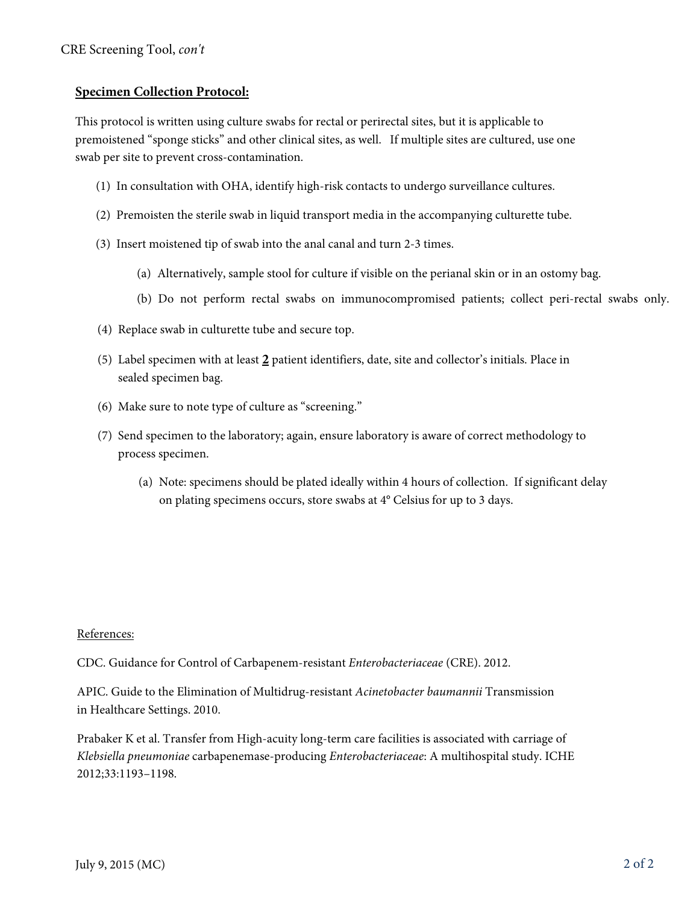## **Specimen Collection Protocol:**

This protocol is written using culture swabs for rectal or perirectal sites, but it is applicable to premoistened "sponge sticks" and other clinical sites, as well. If multiple sites are cultured, use one swab per site to prevent cross-contamination.

(1) In consultation with OHA, identify high-risk contacts to undergo surveillance cultures.

(2) Premoisten the sterile swab in liquid transport media in the accompanying culturette tube.

(3) Insert moistened tip of swab into the anal canal and turn 2-3 times.

   (a) Alternatively, sample stool for culture if visible on the perianal skin or in an ostomy bag.

   (b) Do not perform rectal swabs on immunocompromised patients; collect peri-rectal swabs only.

(4) Replace swab in culturette tube and secure top.

(5) Label specimen with at least **2** patient identifiers, date, site and collector's initials. Place in sealed specimen bag.

(6) Make sure to note type of culture as "screening."

(7) Send specimen to the laboratory; again, ensure laboratory is aware of correct methodology to process specimen.

   (a) Note: specimens should be plated ideally within 4 hours of collection. If significant delay on plating specimens occurs, store swabs at 4° Celsius for up to 3 days.

References:

CDC. Guidance for Control of Carbapenem-resistant *Enterobacteriaceae* (CRE). 2012.

APIC. Guide to the Elimination of Multidrug-resistant *Acinetobacter baumannii* Transmission in Healthcare Settings. 2010.

Prabaker K et al. Transfer from High-acuity long-term care facilities is associated with carriage of *Klebsiella pneumoniae* carbapenemase-producing *Enterobacteriaceae*: A multihospital study. ICHE 2012;33:1193–1198.

July 9, 2015 (MC)